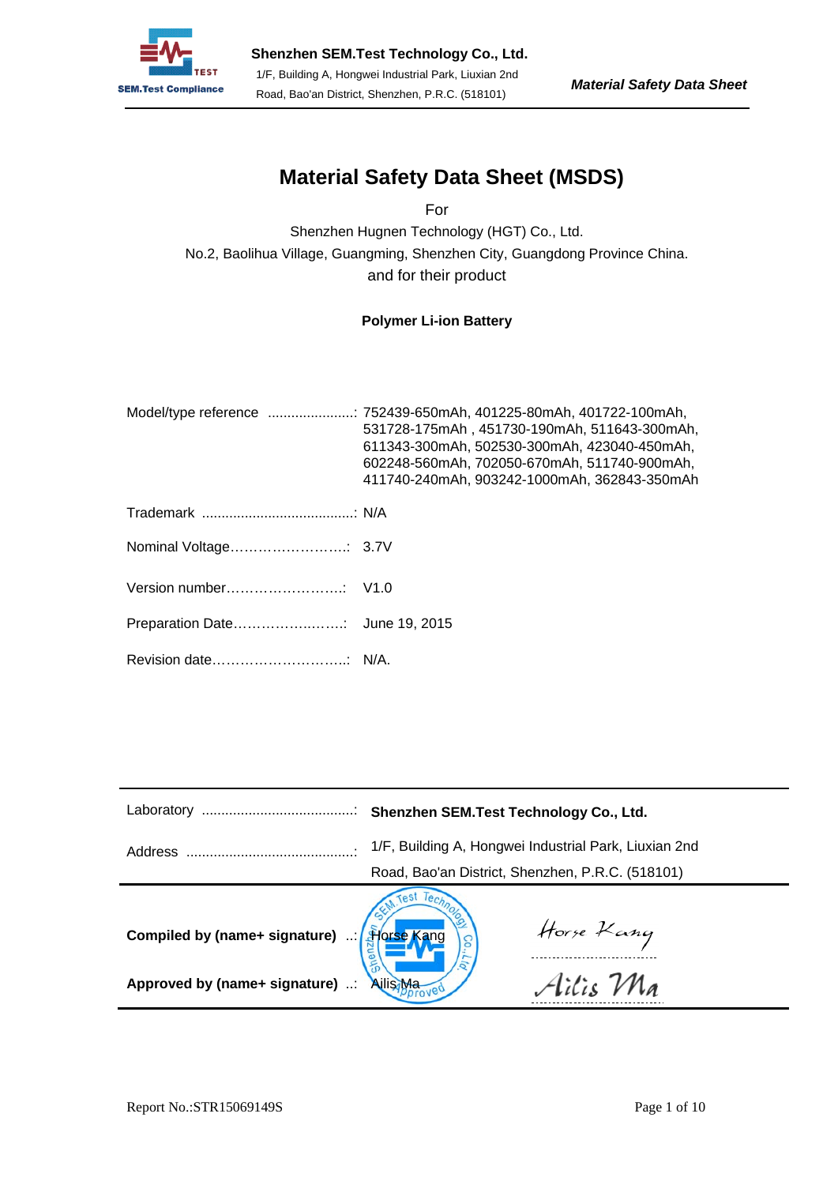# Material Safety Data Sheet (MSDS)

For

Shenzhen Hugnen Technology (HGT) Co., Ltd.

No.2, Baolihua Village, Guangming, Shenzhen City, Guangdong Province China.

and for their product

**Polymer Li-ion Battery**

Model/type reference ......................: 752439-650mAh, 401225-80mAh, 401722-100mAh, 531728-175mAh , 451730-190mAh, 511643-300mAh, 611343-300mAh, 502530-300mAh, 423040-450mAh, 602248-560mAh, 702050-670mAh, 511740-900mAh, 411740-240mAh, 903242-1000mAh, 362843-350mAh

Trademark .......................................: N/A

Nominal Voltage……………………..: 3.7V

Version number……………………..: V1.0

Preparation Date……………………: June 19, 2015

Revision date………………………..: N/A.

---

Laboratory .......................................: **Shenzhen SEM.Test Technology Co., Ltd.**

Address ...........................................: 1/F, Building A, Hongwei Industrial Park, Liuxian 2nd Road, Bao'an District, Shenzhen, P.R.C. (518101)

---

**Compiled by (name+ signature)** ...: Horse Kang — Horse Kang

**Approved by (name+ signature)** ...: Ailis Ma — Ailis Ma

Report No.:STR15069149S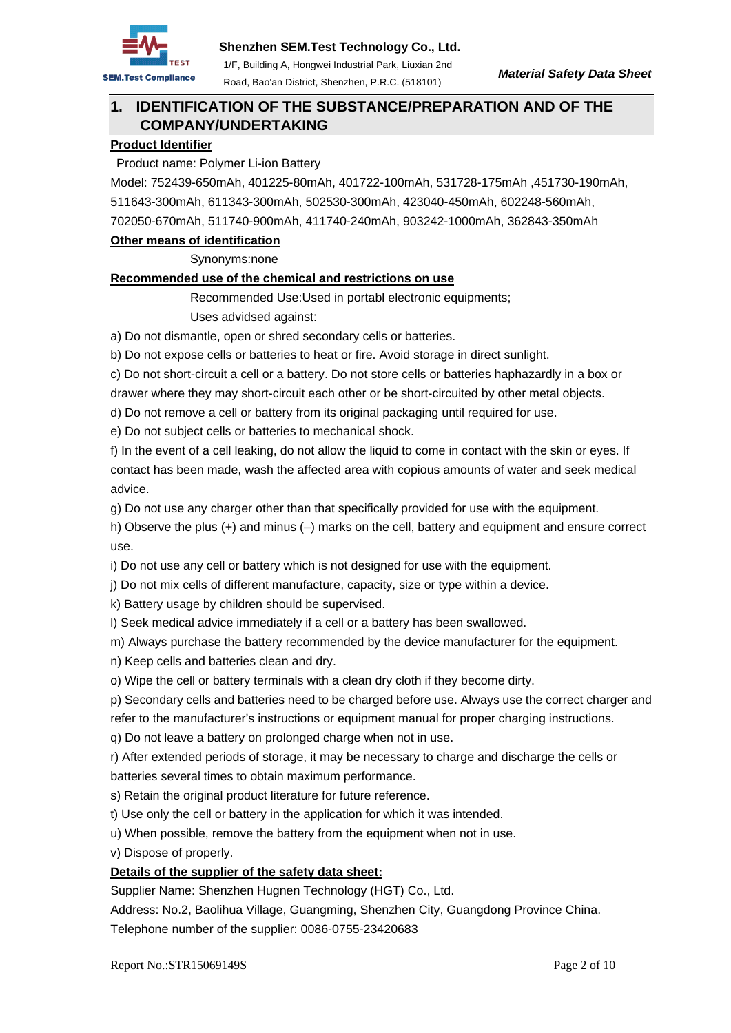## 1. IDENTIFICATION OF THE SUBSTANCE/PREPARATION AND OF THE COMPANY/UNDERTAKING

**Product Identifier**

Product name: Polymer Li-ion Battery

Model: 752439-650mAh, 401225-80mAh, 401722-100mAh, 531728-175mAh ,451730-190mAh, 511643-300mAh, 611343-300mAh, 502530-300mAh, 423040-450mAh, 602248-560mAh, 702050-670mAh, 511740-900mAh, 411740-240mAh, 903242-1000mAh, 362843-350mAh

**Other means of identification**

Synonyms:none

**Recommended use of the chemical and restrictions on use**

Recommended Use:Used in portabl electronic equipments;

Uses advidsed against:

a) Do not dismantle, open or shred secondary cells or batteries.

b) Do not expose cells or batteries to heat or fire. Avoid storage in direct sunlight.

c) Do not short-circuit a cell or a battery. Do not store cells or batteries haphazardly in a box or drawer where they may short-circuit each other or be short-circuited by other metal objects.

d) Do not remove a cell or battery from its original packaging until required for use.

e) Do not subject cells or batteries to mechanical shock.

f) In the event of a cell leaking, do not allow the liquid to come in contact with the skin or eyes. If contact has been made, wash the affected area with copious amounts of water and seek medical advice.

g) Do not use any charger other than that specifically provided for use with the equipment.

h) Observe the plus (+) and minus (–) marks on the cell, battery and equipment and ensure correct use.

i) Do not use any cell or battery which is not designed for use with the equipment.

j) Do not mix cells of different manufacture, capacity, size or type within a device.

k) Battery usage by children should be supervised.

l) Seek medical advice immediately if a cell or a battery has been swallowed.

m) Always purchase the battery recommended by the device manufacturer for the equipment.

n) Keep cells and batteries clean and dry.

o) Wipe the cell or battery terminals with a clean dry cloth if they become dirty.

p) Secondary cells and batteries need to be charged before use. Always use the correct charger and refer to the manufacturer's instructions or equipment manual for proper charging instructions.

q) Do not leave a battery on prolonged charge when not in use.

r) After extended periods of storage, it may be necessary to charge and discharge the cells or batteries several times to obtain maximum performance.

s) Retain the original product literature for future reference.

t) Use only the cell or battery in the application for which it was intended.

u) When possible, remove the battery from the equipment when not in use.

v) Dispose of properly.

**Details of the supplier of the safety data sheet:**

Supplier Name: Shenzhen Hugnen Technology (HGT) Co., Ltd.

Address: No.2, Baolihua Village, Guangming, Shenzhen City, Guangdong Province China.

Telephone number of the supplier: 0086-0755-23420683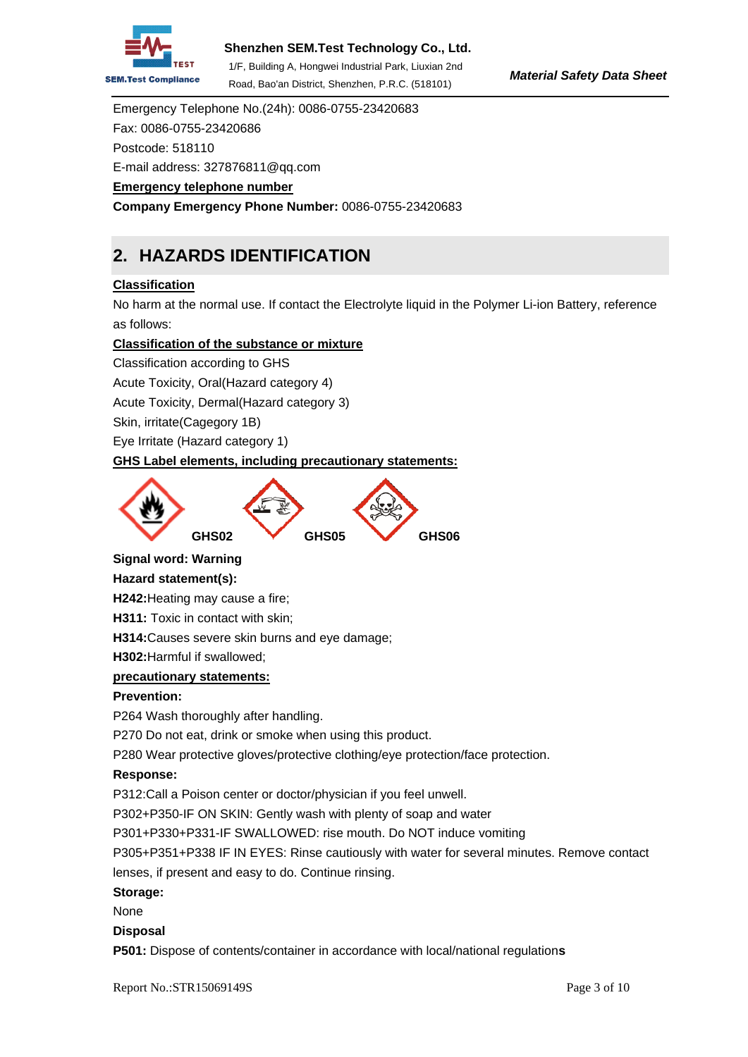Emergency Telephone No.(24h): 0086-0755-23420683

Fax: 0086-0755-23420686

Postcode: 518110

E-mail address: 327876811@qq.com

**Emergency telephone number**

**Company Emergency Phone Number:** 0086-0755-23420683

## 2. HAZARDS IDENTIFICATION

**Classification**

No harm at the normal use. If contact the Electrolyte liquid in the Polymer Li-ion Battery, reference as follows:

**Classification of the substance or mixture**

Classification according to GHS

Acute Toxicity, Oral(Hazard category 4)

Acute Toxicity, Dermal(Hazard category 3)

Skin, irritate(Cagegory 1B)

Eye Irritate (Hazard category 1)

**GHS Label elements, including precautionary statements:**

GHS02 GHS05 GHS06

**Signal word: Warning**

**Hazard statement(s):**

**H242:**Heating may cause a fire;

**H311:** Toxic in contact with skin;

**H314:**Causes severe skin burns and eye damage;

**H302:**Harmful if swallowed;

**precautionary statements:**

**Prevention:**

P264 Wash thoroughly after handling.

P270 Do not eat, drink or smoke when using this product.

P280 Wear protective gloves/protective clothing/eye protection/face protection.

**Response:**

P312:Call a Poison center or doctor/physician if you feel unwell.

P302+P350-IF ON SKIN: Gently wash with plenty of soap and water

P301+P330+P331-IF SWALLOWED: rise mouth. Do NOT induce vomiting

P305+P351+P338 IF IN EYES: Rinse cautiously with water for several minutes. Remove contact lenses, if present and easy to do. Continue rinsing.

**Storage:**

None

**Disposal**

**P501:** Dispose of contents/container in accordance with local/national regulation**s**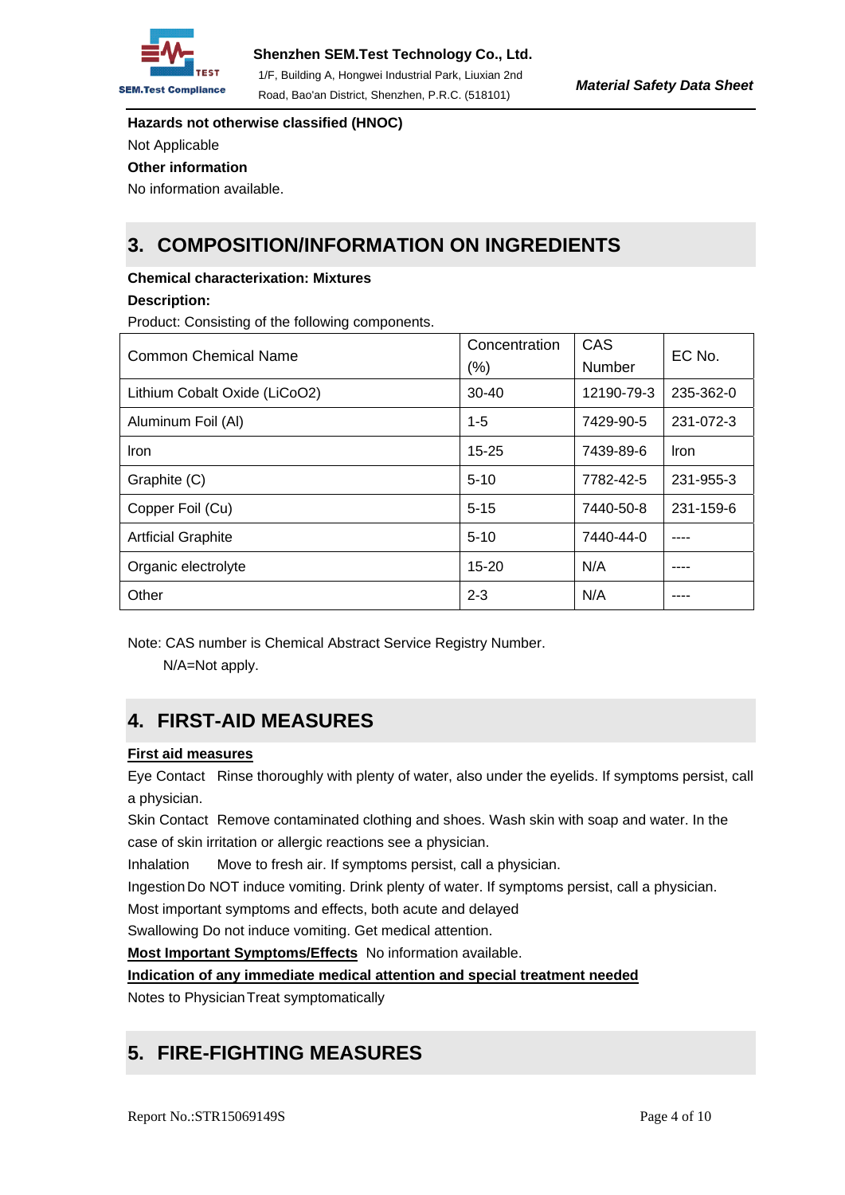**Hazards not otherwise classified (HNOC)**

Not Applicable

**Other information**

No information available.

## 3. COMPOSITION/INFORMATION ON INGREDIENTS

**Chemical characterixation: Mixtures**

**Description:**

Product: Consisting of the following components.

| Common Chemical Name | Concentration (%) | CAS Number | EC No. |
|---|---|---|---|
| Lithium Cobalt Oxide (LiCoO2) | 30-40 | 12190-79-3 | 235-362-0 |
| Aluminum Foil (Al) | 1-5 | 7429-90-5 | 231-072-3 |
| Iron | 15-25 | 7439-89-6 | Iron |
| Graphite (C) | 5-10 | 7782-42-5 | 231-955-3 |
| Copper Foil (Cu) | 5-15 | 7440-50-8 | 231-159-6 |
| Artficial Graphite | 5-10 | 7440-44-0 | ---- |
| Organic electrolyte | 15-20 | N/A | ---- |
| Other | 2-3 | N/A | ---- |

Note: CAS number is Chemical Abstract Service Registry Number.

N/A=Not apply.

## 4. FIRST-AID MEASURES

**First aid measures**

Eye Contact Rinse thoroughly with plenty of water, also under the eyelids. If symptoms persist, call a physician.

Skin Contact Remove contaminated clothing and shoes. Wash skin with soap and water. In the case of skin irritation or allergic reactions see a physician.

Inhalation Move to fresh air. If symptoms persist, call a physician.

Ingestion Do NOT induce vomiting. Drink plenty of water. If symptoms persist, call a physician.

Most important symptoms and effects, both acute and delayed

Swallowing Do not induce vomiting. Get medical attention.

**Most Important Symptoms/Effects** No information available.

**Indication of any immediate medical attention and special treatment needed**

Notes to Physician Treat symptomatically

## 5. FIRE-FIGHTING MEASURES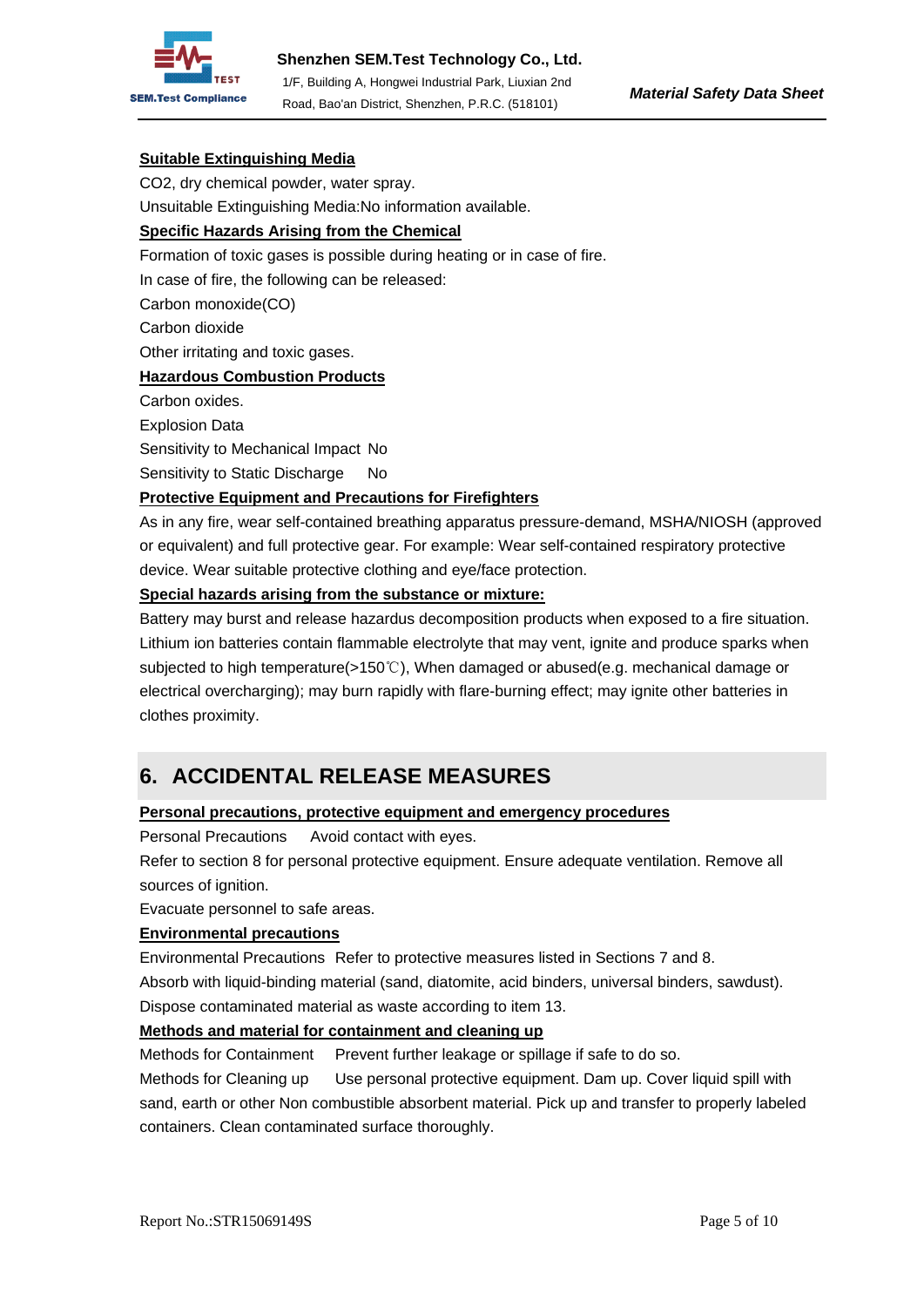**Suitable Extinguishing Media**

$CO_2$, dry chemical powder, water spray.

Unsuitable Extinguishing Media:No information available.

**Specific Hazards Arising from the Chemical**

Formation of toxic gases is possible during heating or in case of fire.

In case of fire, the following can be released:

Carbon monoxide(CO)

Carbon dioxide

Other irritating and toxic gases.

**Hazardous Combustion Products**

Carbon oxides.

Explosion Data

Sensitivity to Mechanical Impact No

Sensitivity to Static Discharge No

**Protective Equipment and Precautions for Firefighters**

As in any fire, wear self-contained breathing apparatus pressure-demand, MSHA/NIOSH (approved or equivalent) and full protective gear. For example: Wear self-contained respiratory protective device. Wear suitable protective clothing and eye/face protection.

**Special hazards arising from the substance or mixture:**

Battery may burst and release hazardus decomposition products when exposed to a fire situation. Lithium ion batteries contain flammable electrolyte that may vent, ignite and produce sparks when subjected to high temperature(>150℃), When damaged or abused(e.g. mechanical damage or electrical overcharging); may burn rapidly with flare-burning effect; may ignite other batteries in clothes proximity.

## 6. ACCIDENTAL RELEASE MEASURES

**Personal precautions, protective equipment and emergency procedures**

Personal Precautions Avoid contact with eyes.

Refer to section 8 for personal protective equipment. Ensure adequate ventilation. Remove all sources of ignition.

Evacuate personnel to safe areas.

**Environmental precautions**

Environmental Precautions Refer to protective measures listed in Sections 7 and 8.

Absorb with liquid-binding material (sand, diatomite, acid binders, universal binders, sawdust).

Dispose contaminated material as waste according to item 13.

**Methods and material for containment and cleaning up**

Methods for Containment Prevent further leakage or spillage if safe to do so.

Methods for Cleaning up Use personal protective equipment. Dam up. Cover liquid spill with sand, earth or other Non combustible absorbent material. Pick up and transfer to properly labeled containers. Clean contaminated surface thoroughly.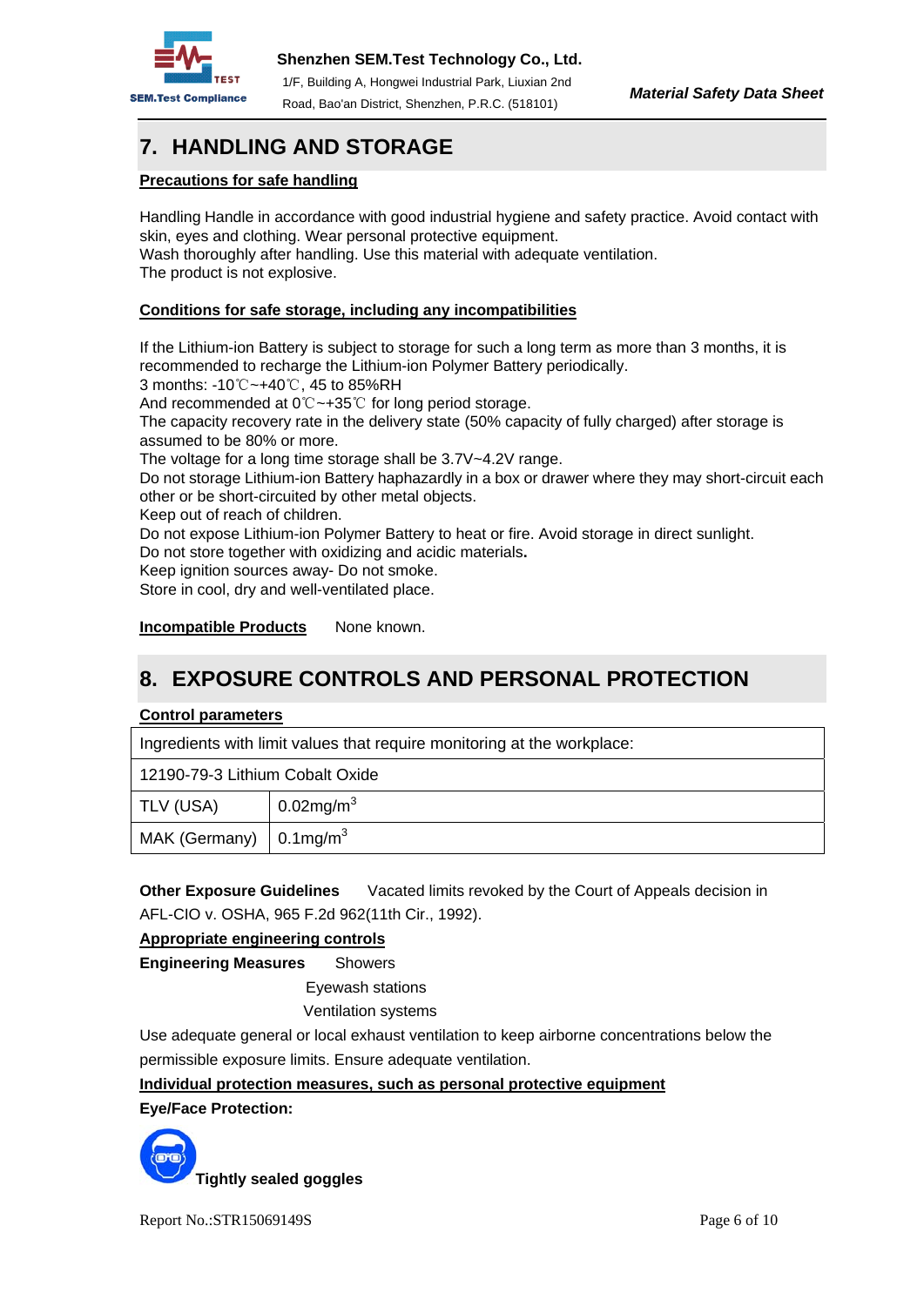## 7. HANDLING AND STORAGE

**Precautions for safe handling**

Handling Handle in accordance with good industrial hygiene and safety practice. Avoid contact with skin, eyes and clothing. Wear personal protective equipment.
Wash thoroughly after handling. Use this material with adequate ventilation.
The product is not explosive.

**Conditions for safe storage, including any incompatibilities**

If the Lithium-ion Battery is subject to storage for such a long term as more than 3 months, it is recommended to recharge the Lithium-ion Polymer Battery periodically.
3 months: -10℃~+40℃, 45 to 85%RH
And recommended at 0℃~+35℃ for long period storage.
The capacity recovery rate in the delivery state (50% capacity of fully charged) after storage is assumed to be 80% or more.
The voltage for a long time storage shall be 3.7V~4.2V range.
Do not storage Lithium-ion Battery haphazardly in a box or drawer where they may short-circuit each other or be short-circuited by other metal objects.
Keep out of reach of children.
Do not expose Lithium-ion Polymer Battery to heat or fire. Avoid storage in direct sunlight.
Do not store together with oxidizing and acidic materials**.**
Keep ignition sources away- Do not smoke.
Store in cool, dry and well-ventilated place.

**Incompatible Products** None known.

## 8. EXPOSURE CONTROLS AND PERSONAL PROTECTION

**Control parameters**

| Ingredients with limit values that require monitoring at the workplace: | |
|---|---|
| 12190-79-3 Lithium Cobalt Oxide | |
| TLV (USA) | $0.02mg/m^3$ |
| MAK (Germany) | $0.1mg/m^3$ |

**Other Exposure Guidelines** Vacated limits revoked by the Court of Appeals decision in AFL-CIO v. OSHA, 965 F.2d 962(11th Cir., 1992).

**Appropriate engineering controls**

**Engineering Measures** Showers
Eyewash stations
Ventilation systems

Use adequate general or local exhaust ventilation to keep airborne concentrations below the permissible exposure limits. Ensure adequate ventilation.

**Individual protection measures, such as personal protective equipment**

**Eye/Face Protection:**

**Tightly sealed goggles**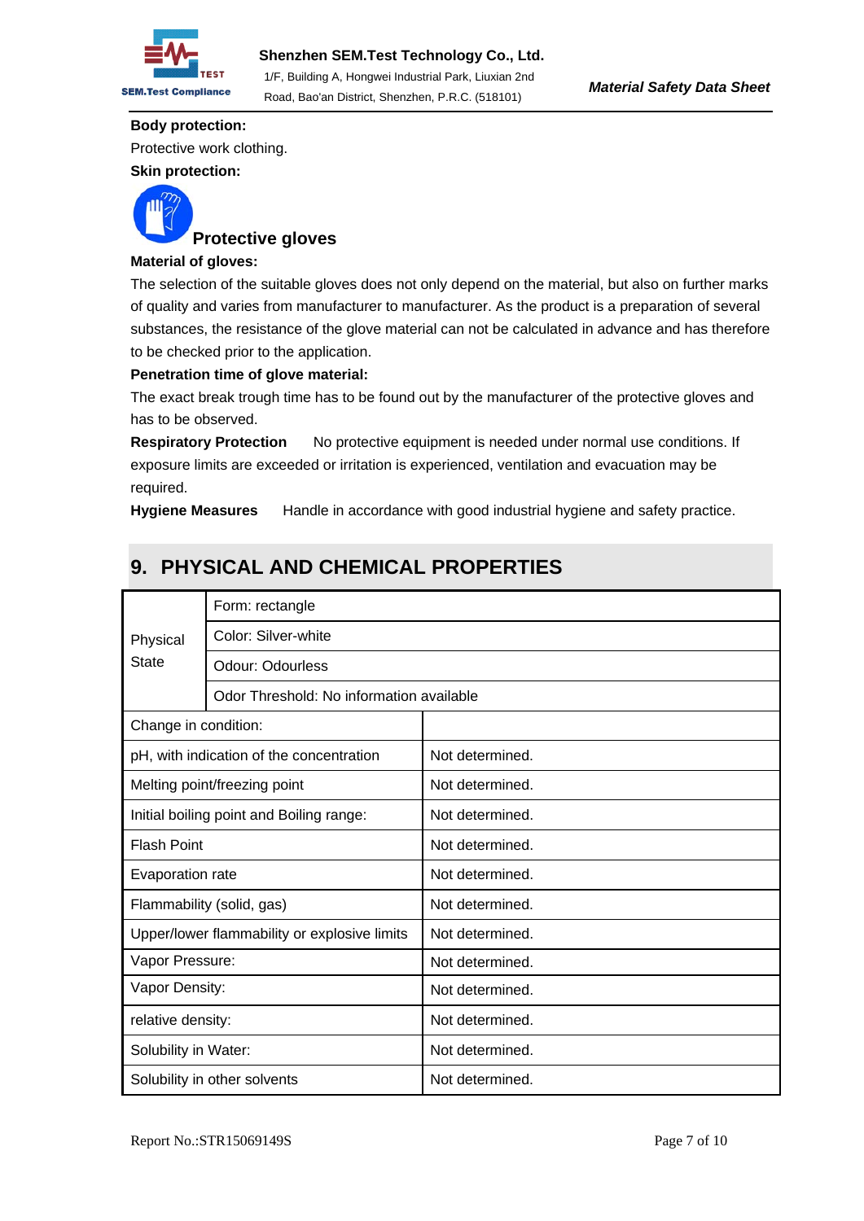**Body protection:**

Protective work clothing.

**Skin protection:**

**Protective gloves**

**Material of gloves:**

The selection of the suitable gloves does not only depend on the material, but also on further marks of quality and varies from manufacturer to manufacturer. As the product is a preparation of several substances, the resistance of the glove material can not be calculated in advance and has therefore to be checked prior to the application.

**Penetration time of glove material:**

The exact break trough time has to be found out by the manufacturer of the protective gloves and has to be observed.

**Respiratory Protection** No protective equipment is needed under normal use conditions. If exposure limits are exceeded or irritation is experienced, ventilation and evacuation may be required.

**Hygiene Measures** Handle in accordance with good industrial hygiene and safety practice.

## 9. PHYSICAL AND CHEMICAL PROPERTIES

| Physical State | Form: rectangle |
|---|---|
| | Color: Silver-white |
| | Odour: Odourless |
| | Odor Threshold: No information available |
| Change in condition: | |
| pH, with indication of the concentration | Not determined. |
| Melting point/freezing point | Not determined. |
| Initial boiling point and Boiling range: | Not determined. |
| Flash Point | Not determined. |
| Evaporation rate | Not determined. |
| Flammability (solid, gas) | Not determined. |
| Upper/lower flammability or explosive limits | Not determined. |
| Vapor Pressure: | Not determined. |
| Vapor Density: | Not determined. |
| relative density: | Not determined. |
| Solubility in Water: | Not determined. |
| Solubility in other solvents | Not determined. |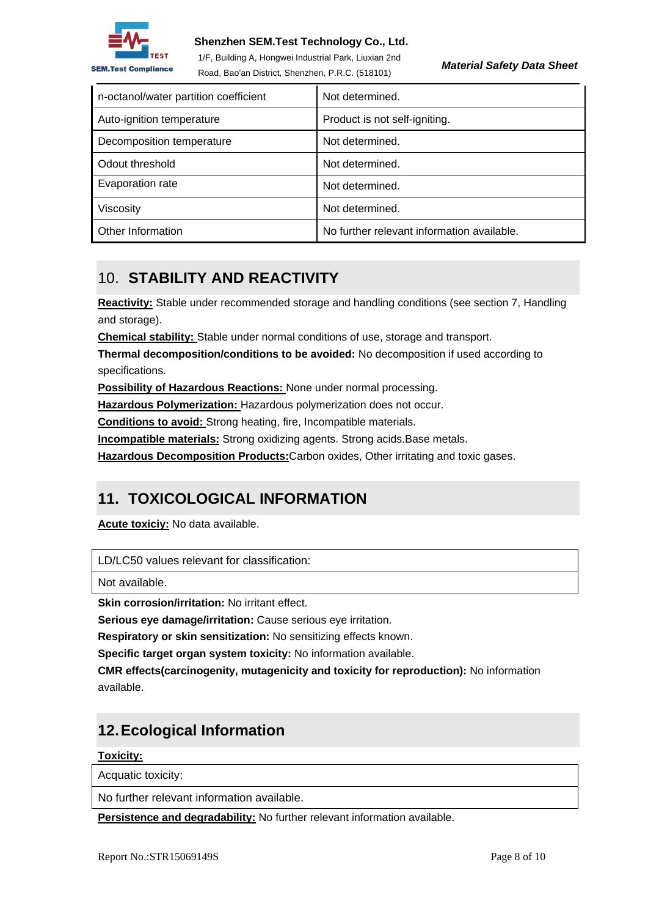| n-octanol/water partition coefficient | Not determined. |
|---|---|
| Auto-ignition temperature | Product is not self-igniting. |
| Decomposition temperature | Not determined. |
| Odout threshold | Not determined. |
| Evaporation rate | Not determined. |
| Viscosity | Not determined. |
| Other Information | No further relevant information available. |

## 10. STABILITY AND REACTIVITY

**Reactivity:** Stable under recommended storage and handling conditions (see section 7, Handling and storage).

**Chemical stability:** Stable under normal conditions of use, storage and transport.

**Thermal decomposition/conditions to be avoided:** No decomposition if used according to specifications.

**Possibility of Hazardous Reactions:** None under normal processing.

**Hazardous Polymerization:** Hazardous polymerization does not occur.

**Conditions to avoid:** Strong heating, fire, Incompatible materials.

**Incompatible materials:** Strong oxidizing agents. Strong acids.Base metals.

**Hazardous Decomposition Products:**Carbon oxides, Other irritating and toxic gases.

## 11. TOXICOLOGICAL INFORMATION

**Acute toxiciy:** No data available.

| LD/LC50 values relevant for classification: |
|---|
| Not available. |

**Skin corrosion/irritation:** No irritant effect.

**Serious eye damage/irritation:** Cause serious eye irritation.

**Respiratory or skin sensitization:** No sensitizing effects known.

**Specific target organ system toxicity:** No information available.

**CMR effects(carcinogenity, mutagenicity and toxicity for reproduction):** No information available.

## 12. Ecological Information

**Toxicity:**

| Acquatic toxicity: |
|---|
| No further relevant information available. |

**Persistence and degradability:** No further relevant information available.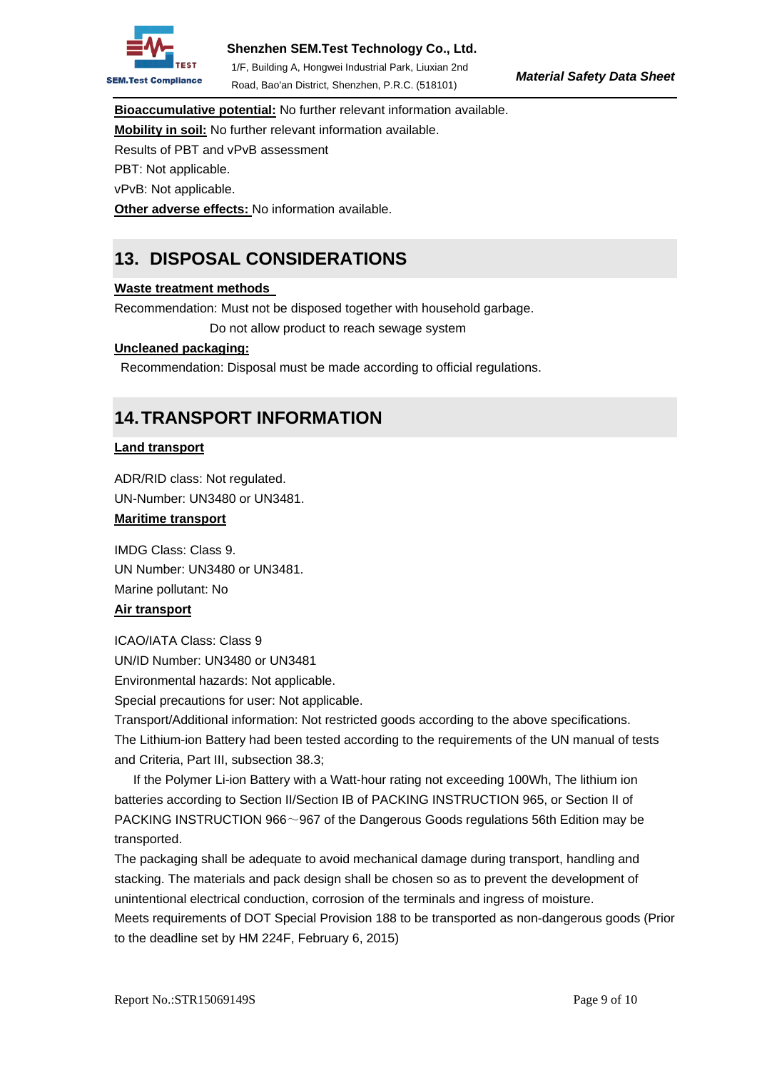**Bioaccumulative potential:** No further relevant information available.

**Mobility in soil:** No further relevant information available.

Results of PBT and vPvB assessment

PBT: Not applicable.

vPvB: Not applicable.

**Other adverse effects:** No information available.

## 13. DISPOSAL CONSIDERATIONS

**Waste treatment methods**

Recommendation: Must not be disposed together with household garbage.

Do not allow product to reach sewage system

**Uncleaned packaging:**

Recommendation: Disposal must be made according to official regulations.

## 14. TRANSPORT INFORMATION

**Land transport**

ADR/RID class: Not regulated.

UN-Number: UN3480 or UN3481.

**Maritime transport**

IMDG Class: Class 9.

UN Number: UN3480 or UN3481.

Marine pollutant: No

**Air transport**

ICAO/IATA Class: Class 9

UN/ID Number: UN3480 or UN3481

Environmental hazards: Not applicable.

Special precautions for user: Not applicable.

Transport/Additional information: Not restricted goods according to the above specifications.

The Lithium-ion Battery had been tested according to the requirements of the UN manual of tests and Criteria, Part III, subsection 38.3;

If the Polymer Li-ion Battery with a Watt-hour rating not exceeding 100Wh, The lithium ion batteries according to Section II/Section IB of PACKING INSTRUCTION 965, or Section II of PACKING INSTRUCTION 966～967 of the Dangerous Goods regulations 56th Edition may be transported.

The packaging shall be adequate to avoid mechanical damage during transport, handling and stacking. The materials and pack design shall be chosen so as to prevent the development of unintentional electrical conduction, corrosion of the terminals and ingress of moisture.

Meets requirements of DOT Special Provision 188 to be transported as non-dangerous goods (Prior to the deadline set by HM 224F, February 6, 2015)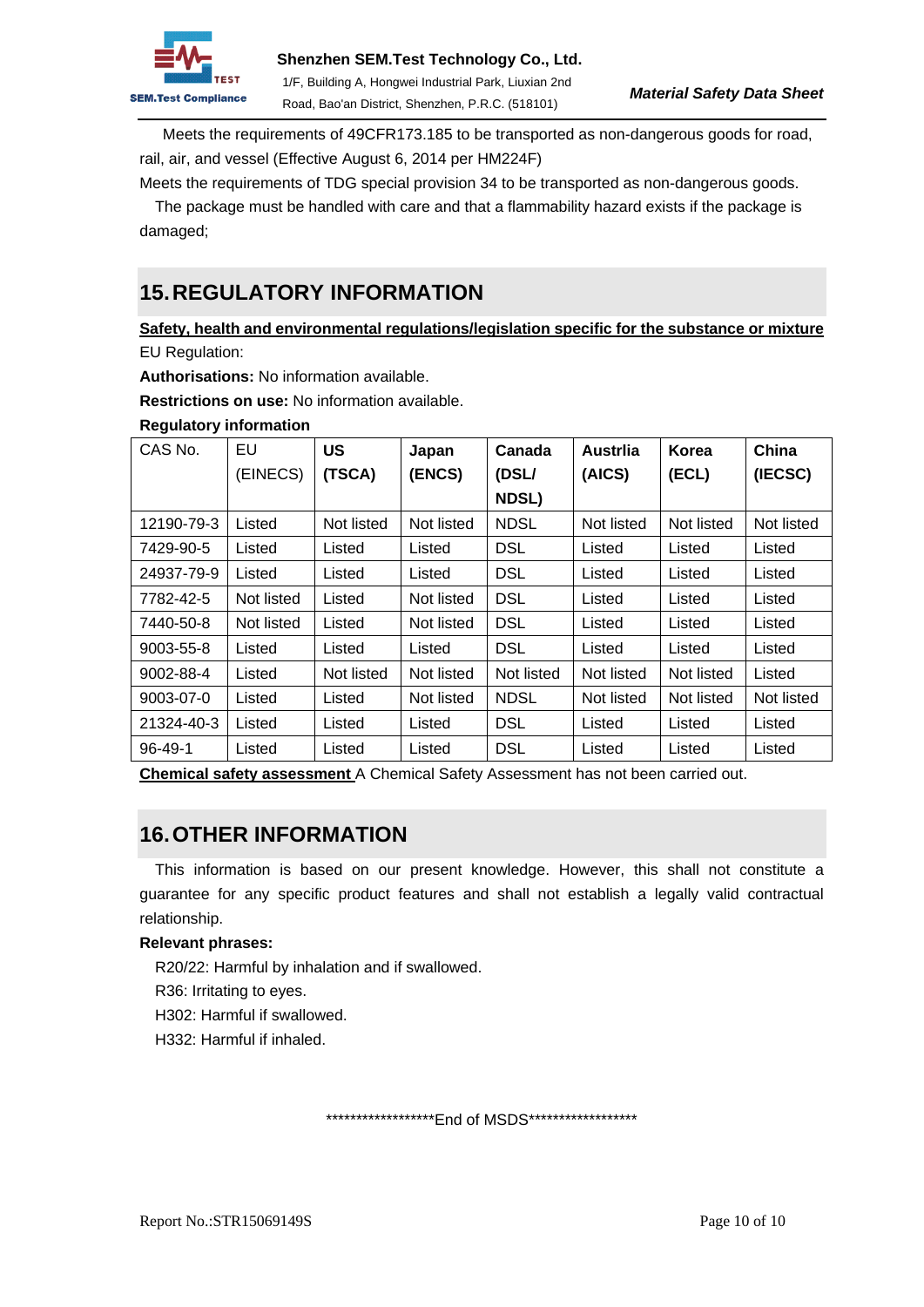Meets the requirements of 49CFR173.185 to be transported as non-dangerous goods for road, rail, air, and vessel (Effective August 6, 2014 per HM224F)

Meets the requirements of TDG special provision 34 to be transported as non-dangerous goods.

The package must be handled with care and that a flammability hazard exists if the package is damaged;

## 15. REGULATORY INFORMATION

**Safety, health and environmental regulations/legislation specific for the substance or mixture**

EU Regulation:

**Authorisations:** No information available.

**Restrictions on use:** No information available.

**Regulatory information**

| CAS No. | EU (EINECS) | US (TSCA) | Japan (ENCS) | Canada (DSL/ NDSL) | Austrlia (AICS) | Korea (ECL) | China (IECSC) |
|---|---|---|---|---|---|---|---|
| 12190-79-3 | Listed | Not listed | Not listed | NDSL | Not listed | Not listed | Not listed |
| 7429-90-5 | Listed | Listed | Listed | DSL | Listed | Listed | Listed |
| 24937-79-9 | Listed | Listed | Listed | DSL | Listed | Listed | Listed |
| 7782-42-5 | Not listed | Listed | Not listed | DSL | Listed | Listed | Listed |
| 7440-50-8 | Not listed | Listed | Not listed | DSL | Listed | Listed | Listed |
| 9003-55-8 | Listed | Listed | Listed | DSL | Listed | Listed | Listed |
| 9002-88-4 | Listed | Not listed | Not listed | Not listed | Not listed | Not listed | Listed |
| 9003-07-0 | Listed | Listed | Not listed | NDSL | Not listed | Not listed | Not listed |
| 21324-40-3 | Listed | Listed | Listed | DSL | Listed | Listed | Listed |
| 96-49-1 | Listed | Listed | Listed | DSL | Listed | Listed | Listed |

**Chemical safety assessment** A Chemical Safety Assessment has not been carried out.

## 16. OTHER INFORMATION

This information is based on our present knowledge. However, this shall not constitute a guarantee for any specific product features and shall not establish a legally valid contractual relationship.

**Relevant phrases:**

R20/22: Harmful by inhalation and if swallowed.

R36: Irritating to eyes.

H302: Harmful if swallowed.

H332: Harmful if inhaled.

******************End of MSDS******************

Report No.:STR15069149S